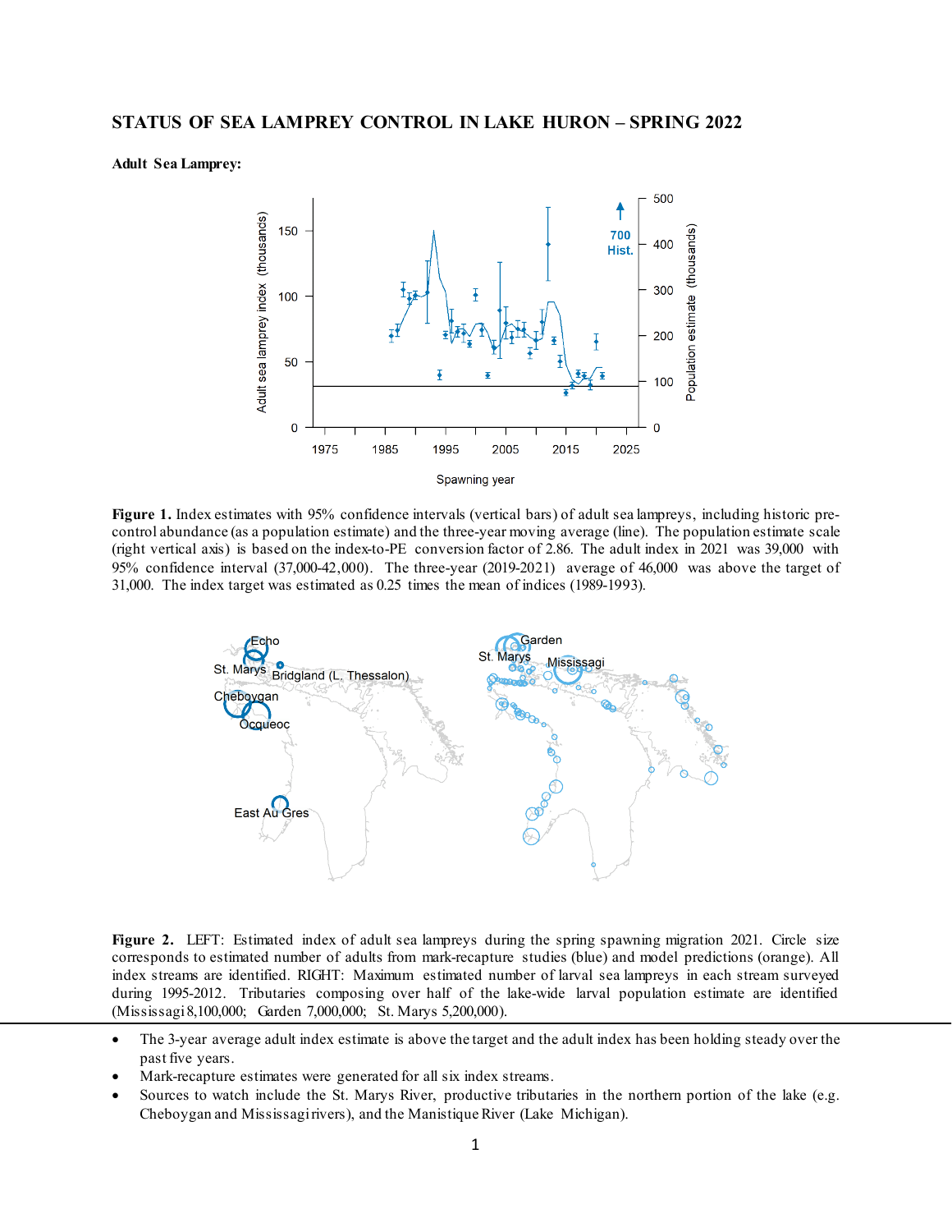# STATUS OF SEA LAMPREY CONTROL IN LAKE HURON – SPRING 2022

**Adult Sea Lamprey:**

**Figure 1.** Index estimates with 95% confidence intervals (vertical bars) of adult sea lampreys, including historic pre-control abundance (as a population estimate) and the three-year moving average (line). The population estimate scale (right vertical axis) is based on the index-to-PE conversion factor of 2.86. The adult index in 2021 was 39,000 with 95% confidence interval (37,000-42,000). The three-year (2019-2021) average of 46,000 was above the target of 31,000. The index target was estimated as 0.25 times the mean of indices (1989-1993).

**Figure 2.** LEFT: Estimated index of adult sea lampreys during the spring spawning migration 2021. Circle size corresponds to estimated number of adults from mark-recapture studies (blue) and model predictions (orange). All index streams are identified. RIGHT: Maximum estimated number of larval sea lampreys in each stream surveyed during 1995-2012. Tributaries composing over half of the lake-wide larval population estimate are identified (Mississagi 8,100,000; Garden 7,000,000; St. Marys 5,200,000).

- The 3-year average adult index estimate is above the target and the adult index has been holding steady over the past five years.
- Mark-recapture estimates were generated for all six index streams.
- Sources to watch include the St. Marys River, productive tributaries in the northern portion of the lake (e.g. Cheboygan and Mississagi rivers), and the Manistique River (Lake Michigan).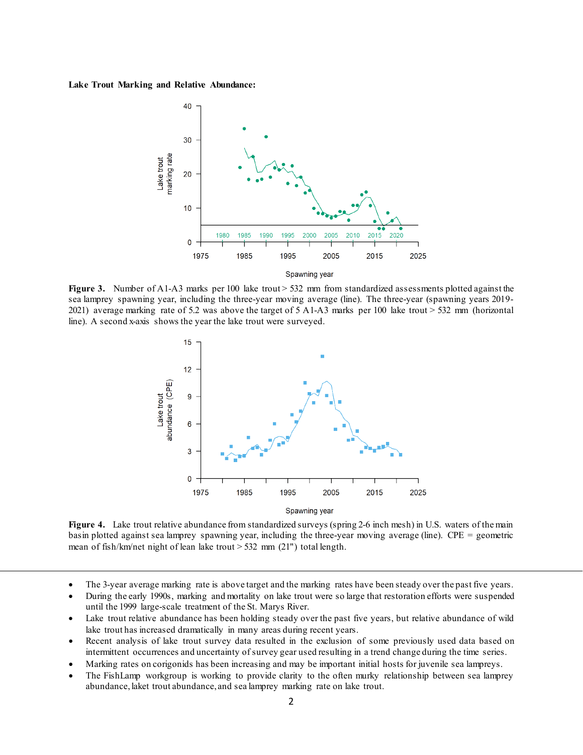**Lake Trout Marking and Relative Abundance:**

**Figure 3.** Number of A1-A3 marks per 100 lake trout > 532 mm from standardized assessments plotted against the sea lamprey spawning year, including the three-year moving average (line). The three-year (spawning years 2019-2021) average marking rate of 5.2 was above the target of 5 A1-A3 marks per 100 lake trout > 532 mm (horizontal line). A second x-axis shows the year the lake trout were surveyed.

**Figure 4.** Lake trout relative abundance from standardized surveys (spring 2-6 inch mesh) in U.S. waters of the main basin plotted against sea lamprey spawning year, including the three-year moving average (line). CPE = geometric mean of fish/km/net night of lean lake trout > 532 mm (21") total length.

---

- The 3-year average marking rate is above target and the marking rates have been steady over the past five years.
- During the early 1990s, marking and mortality on lake trout were so large that restoration efforts were suspended until the 1999 large-scale treatment of the St. Marys River.
- Lake trout relative abundance has been holding steady over the past five years, but relative abundance of wild lake trout has increased dramatically in many areas during recent years.
- Recent analysis of lake trout survey data resulted in the exclusion of some previously used data based on intermittent occurrences and uncertainty of survey gear used resulting in a trend change during the time series.
- Marking rates on corigonids has been increasing and may be important initial hosts for juvenile sea lampreys.
- The FishLamp workgroup is working to provide clarity to the often murky relationship between sea lamprey abundance, laket trout abundance, and sea lamprey marking rate on lake trout.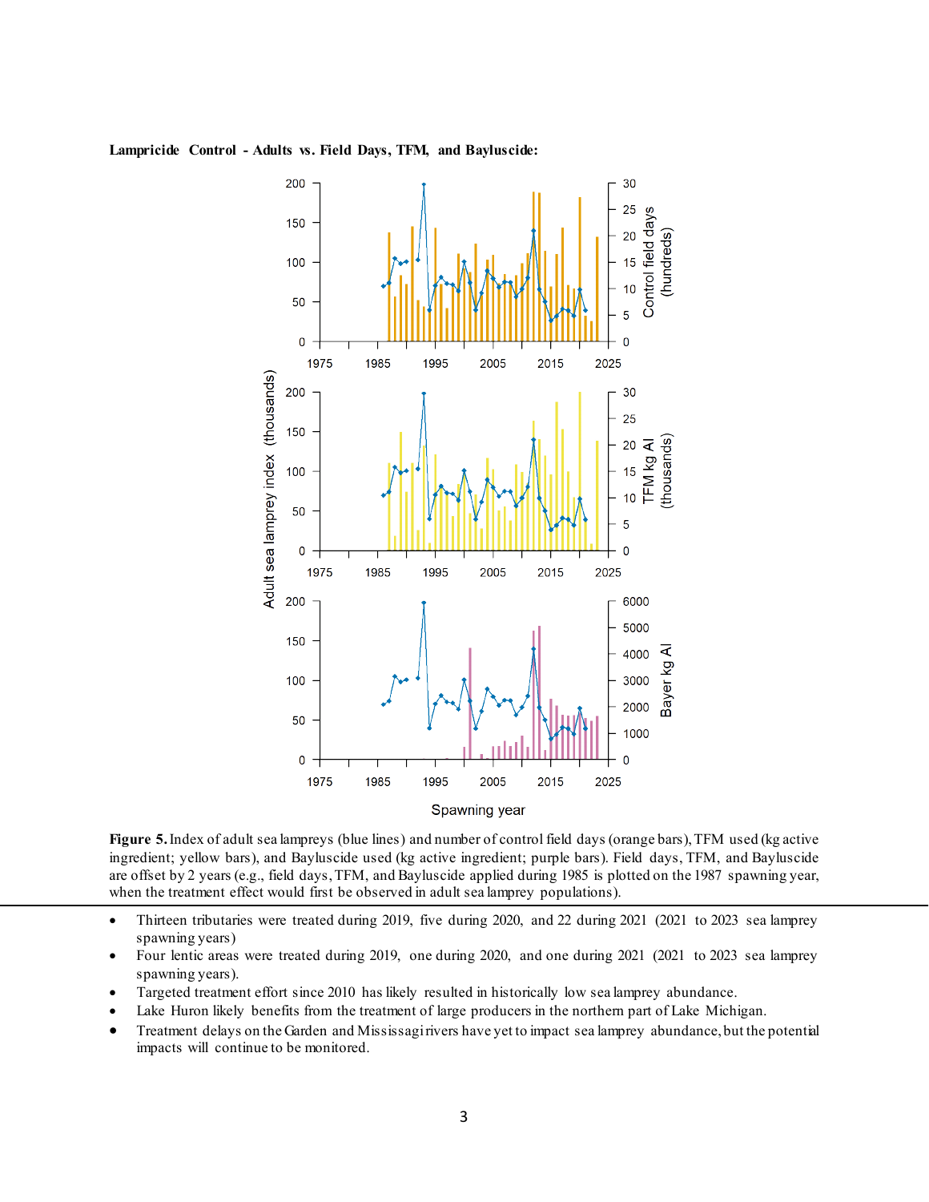**Lampricide Control - Adults vs. Field Days, TFM, and Bayluscide:**

200
150
100
50
0
1975 1985 1995 2005 2015 2025
30
25
20
15
10
5
0
Control field days (hundreds)

200
150
100
50
0
1975 1985 1995 2005 2015 2025
30
25
20
15
10
5
0
TFM kg AI (thousands)

Adult sea lamprey index (thousands)

200
150
100
50
0
1975 1985 1995 2005 2015 2025
6000
5000
4000
3000
2000
1000
0
Bayer kg AI

Spawning year

**Figure 5.** Index of adult sea lampreys (blue lines) and number of control field days (orange bars), TFM used (kg active ingredient; yellow bars), and Bayluscide used (kg active ingredient; purple bars). Field days, TFM, and Bayluscide are offset by 2 years (e.g., field days, TFM, and Bayluscide applied during 1985 is plotted on the 1987 spawning year, when the treatment effect would first be observed in adult sea lamprey populations).

- Thirteen tributaries were treated during 2019, five during 2020, and 22 during 2021 (2021 to 2023 sea lamprey spawning years)
- Four lentic areas were treated during 2019, one during 2020, and one during 2021 (2021 to 2023 sea lamprey spawning years).
- Targeted treatment effort since 2010 has likely resulted in historically low sea lamprey abundance.
- Lake Huron likely benefits from the treatment of large producers in the northern part of Lake Michigan.
- Treatment delays on the Garden and Mississagi rivers have yet to impact sea lamprey abundance, but the potential impacts will continue to be monitored.